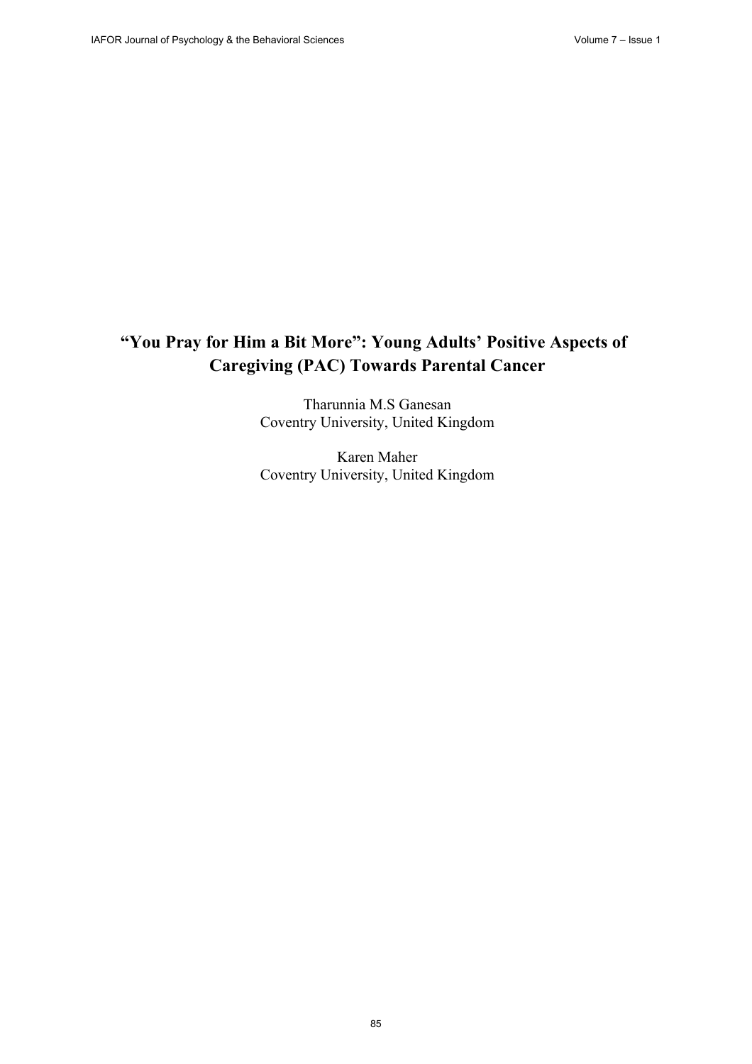# "You Pray for Him a Bit More": Young Adults' Positive Aspects of Caregiving (PAC) Towards Parental Cancer

Tharunnia M.S Ganesan
Coventry University, United Kingdom

Karen Maher
Coventry University, United Kingdom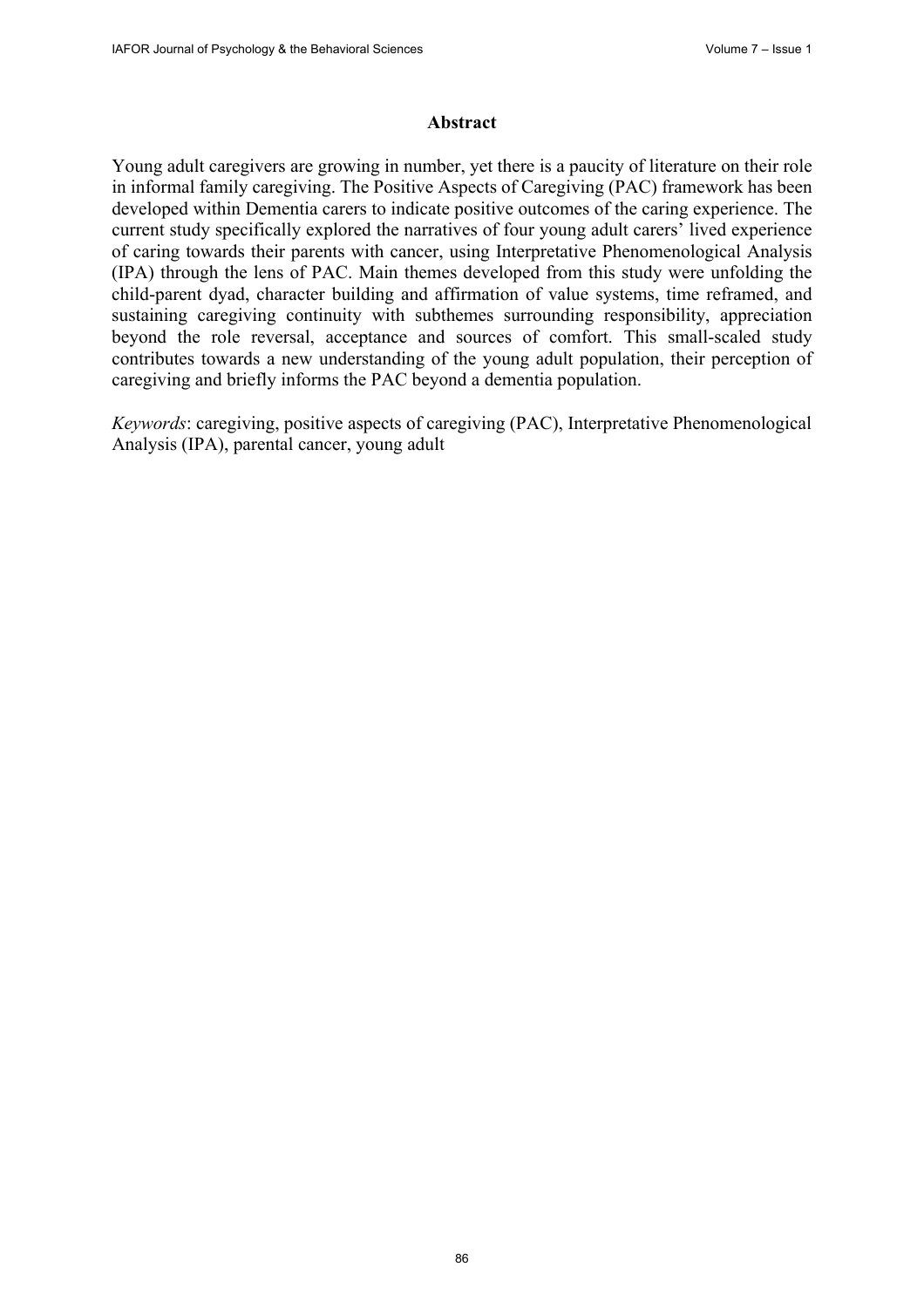## Abstract

Young adult caregivers are growing in number, yet there is a paucity of literature on their role in informal family caregiving. The Positive Aspects of Caregiving (PAC) framework has been developed within Dementia carers to indicate positive outcomes of the caring experience. The current study specifically explored the narratives of four young adult carers' lived experience of caring towards their parents with cancer, using Interpretative Phenomenological Analysis (IPA) through the lens of PAC. Main themes developed from this study were unfolding the child-parent dyad, character building and affirmation of value systems, time reframed, and sustaining caregiving continuity with subthemes surrounding responsibility, appreciation beyond the role reversal, acceptance and sources of comfort. This small-scaled study contributes towards a new understanding of the young adult population, their perception of caregiving and briefly informs the PAC beyond a dementia population.

*Keywords*: caregiving, positive aspects of caregiving (PAC), Interpretative Phenomenological Analysis (IPA), parental cancer, young adult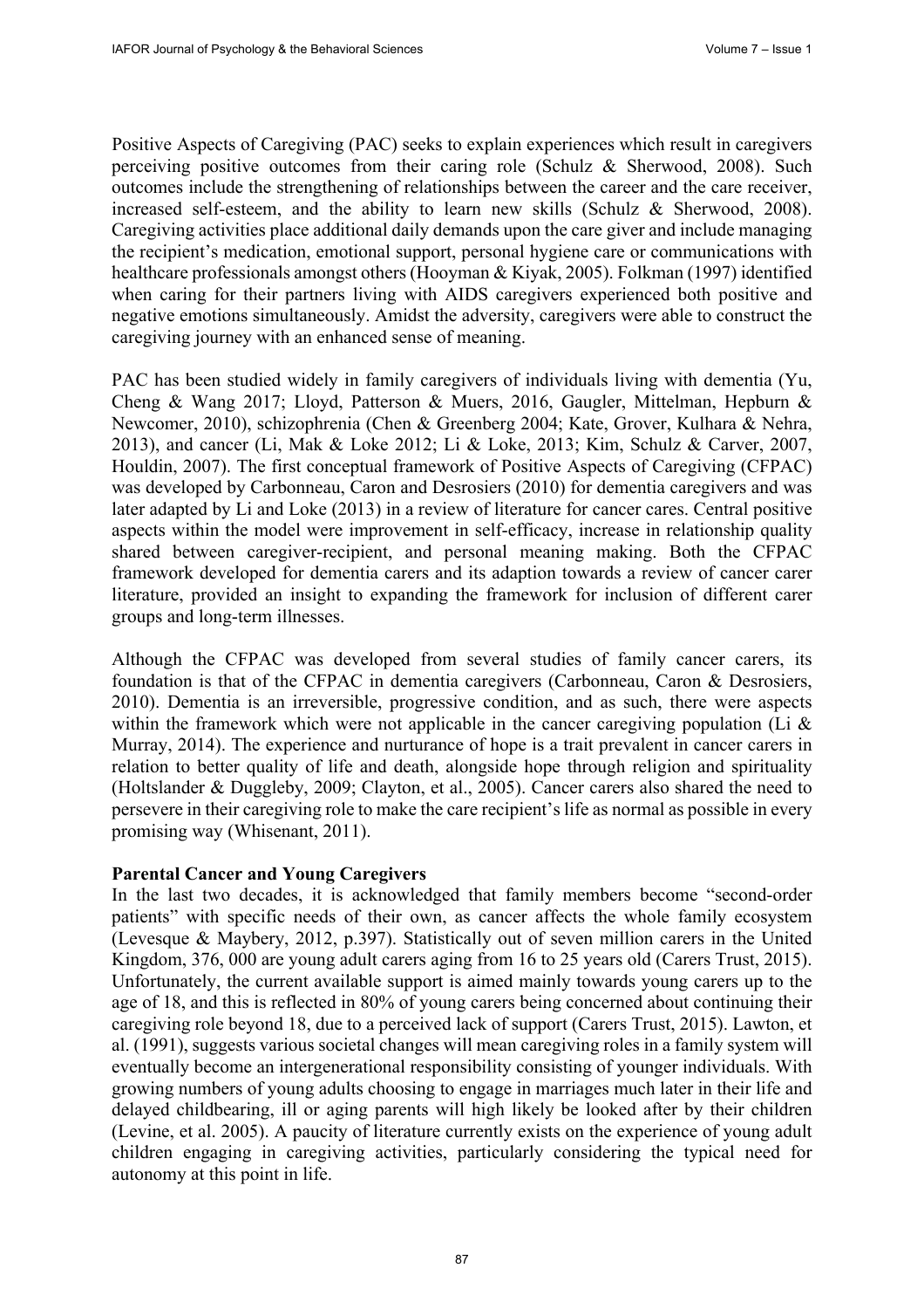Positive Aspects of Caregiving (PAC) seeks to explain experiences which result in caregivers perceiving positive outcomes from their caring role (Schulz & Sherwood, 2008). Such outcomes include the strengthening of relationships between the career and the care receiver, increased self-esteem, and the ability to learn new skills (Schulz & Sherwood, 2008). Caregiving activities place additional daily demands upon the care giver and include managing the recipient's medication, emotional support, personal hygiene care or communications with healthcare professionals amongst others (Hooyman & Kiyak, 2005). Folkman (1997) identified when caring for their partners living with AIDS caregivers experienced both positive and negative emotions simultaneously. Amidst the adversity, caregivers were able to construct the caregiving journey with an enhanced sense of meaning.

PAC has been studied widely in family caregivers of individuals living with dementia (Yu, Cheng & Wang 2017; Lloyd, Patterson & Muers, 2016, Gaugler, Mittelman, Hepburn & Newcomer, 2010), schizophrenia (Chen & Greenberg 2004; Kate, Grover, Kulhara & Nehra, 2013), and cancer (Li, Mak & Loke 2012; Li & Loke, 2013; Kim, Schulz & Carver, 2007, Houldin, 2007). The first conceptual framework of Positive Aspects of Caregiving (CFPAC) was developed by Carbonneau, Caron and Desrosiers (2010) for dementia caregivers and was later adapted by Li and Loke (2013) in a review of literature for cancer cares. Central positive aspects within the model were improvement in self-efficacy, increase in relationship quality shared between caregiver-recipient, and personal meaning making. Both the CFPAC framework developed for dementia carers and its adaption towards a review of cancer carer literature, provided an insight to expanding the framework for inclusion of different carer groups and long-term illnesses.

Although the CFPAC was developed from several studies of family cancer carers, its foundation is that of the CFPAC in dementia caregivers (Carbonneau, Caron & Desrosiers, 2010). Dementia is an irreversible, progressive condition, and as such, there were aspects within the framework which were not applicable in the cancer caregiving population (Li & Murray, 2014). The experience and nurturance of hope is a trait prevalent in cancer carers in relation to better quality of life and death, alongside hope through religion and spirituality (Holtslander & Duggleby, 2009; Clayton, et al., 2005). Cancer carers also shared the need to persevere in their caregiving role to make the care recipient's life as normal as possible in every promising way (Whisenant, 2011).

**Parental Cancer and Young Caregivers**

In the last two decades, it is acknowledged that family members become "second-order patients" with specific needs of their own, as cancer affects the whole family ecosystem (Levesque & Maybery, 2012, p.397). Statistically out of seven million carers in the United Kingdom, 376, 000 are young adult carers aging from 16 to 25 years old (Carers Trust, 2015). Unfortunately, the current available support is aimed mainly towards young carers up to the age of 18, and this is reflected in 80% of young carers being concerned about continuing their caregiving role beyond 18, due to a perceived lack of support (Carers Trust, 2015). Lawton, et al. (1991), suggests various societal changes will mean caregiving roles in a family system will eventually become an intergenerational responsibility consisting of younger individuals. With growing numbers of young adults choosing to engage in marriages much later in their life and delayed childbearing, ill or aging parents will high likely be looked after by their children (Levine, et al. 2005). A paucity of literature currently exists on the experience of young adult children engaging in caregiving activities, particularly considering the typical need for autonomy at this point in life.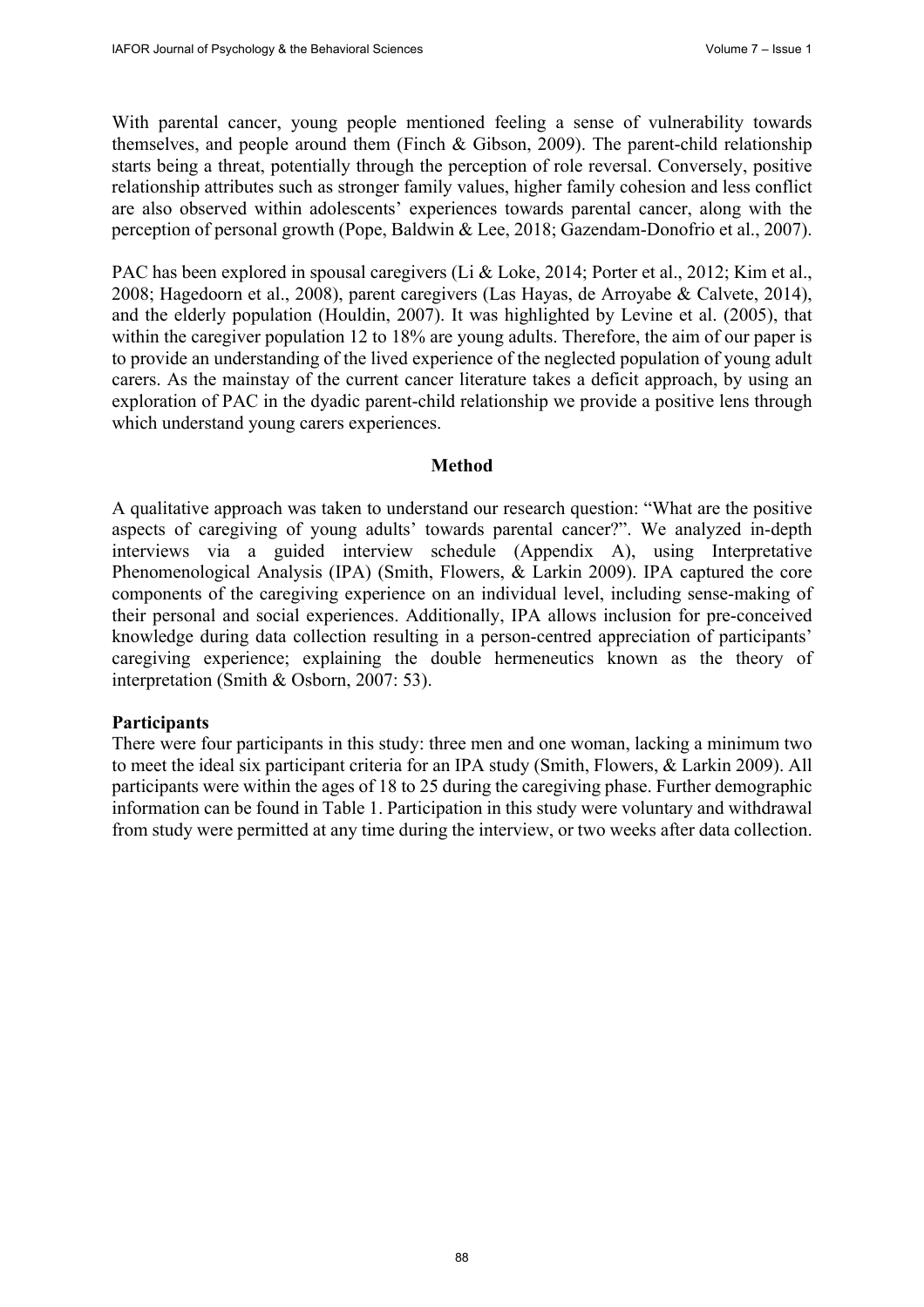With parental cancer, young people mentioned feeling a sense of vulnerability towards themselves, and people around them (Finch & Gibson, 2009). The parent-child relationship starts being a threat, potentially through the perception of role reversal. Conversely, positive relationship attributes such as stronger family values, higher family cohesion and less conflict are also observed within adolescents' experiences towards parental cancer, along with the perception of personal growth (Pope, Baldwin & Lee, 2018; Gazendam-Donofrio et al., 2007).

PAC has been explored in spousal caregivers (Li & Loke, 2014; Porter et al., 2012; Kim et al., 2008; Hagedoorn et al., 2008), parent caregivers (Las Hayas, de Arroyabe & Calvete, 2014), and the elderly population (Houldin, 2007). It was highlighted by Levine et al. (2005), that within the caregiver population 12 to 18% are young adults. Therefore, the aim of our paper is to provide an understanding of the lived experience of the neglected population of young adult carers. As the mainstay of the current cancer literature takes a deficit approach, by using an exploration of PAC in the dyadic parent-child relationship we provide a positive lens through which understand young carers experiences.

## Method

A qualitative approach was taken to understand our research question: "What are the positive aspects of caregiving of young adults' towards parental cancer?". We analyzed in-depth interviews via a guided interview schedule (Appendix A), using Interpretative Phenomenological Analysis (IPA) (Smith, Flowers, & Larkin 2009). IPA captured the core components of the caregiving experience on an individual level, including sense-making of their personal and social experiences. Additionally, IPA allows inclusion for pre-conceived knowledge during data collection resulting in a person-centred appreciation of participants' caregiving experience; explaining the double hermeneutics known as the theory of interpretation (Smith & Osborn, 2007: 53).

### Participants

There were four participants in this study: three men and one woman, lacking a minimum two to meet the ideal six participant criteria for an IPA study (Smith, Flowers, & Larkin 2009). All participants were within the ages of 18 to 25 during the caregiving phase. Further demographic information can be found in Table 1. Participation in this study were voluntary and withdrawal from study were permitted at any time during the interview, or two weeks after data collection.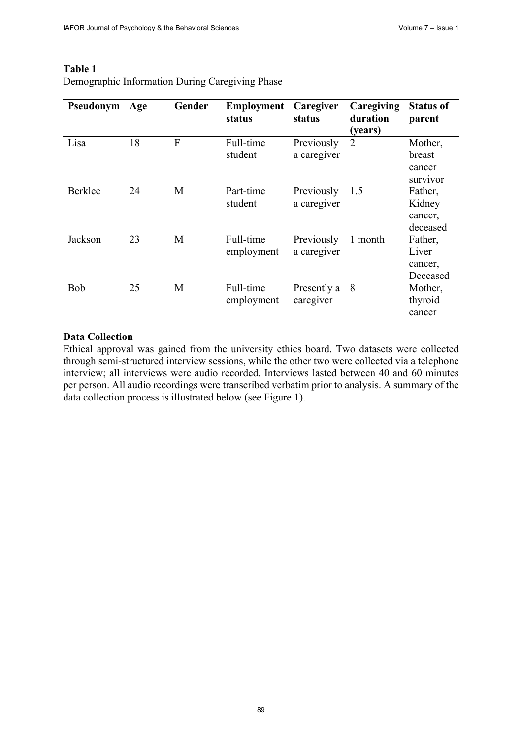**Table 1**
Demographic Information During Caregiving Phase

| Pseudonym | Age | Gender | Employment status | Caregiver status | Caregiving duration (years) | Status of parent |
|---|---|---|---|---|---|---|
| Lisa | 18 | F | Full-time student | Previously a caregiver | 2 | Mother, breast cancer survivor |
| Berklee | 24 | M | Part-time student | Previously a caregiver | 1.5 | Father, Kidney cancer, deceased |
| Jackson | 23 | M | Full-time employment | Previously a caregiver | 1 month | Father, Liver cancer, Deceased |
| Bob | 25 | M | Full-time employment | Presently a caregiver | 8 | Mother, thyroid cancer |

**Data Collection**

Ethical approval was gained from the university ethics board. Two datasets were collected through semi-structured interview sessions, while the other two were collected via a telephone interview; all interviews were audio recorded. Interviews lasted between 40 and 60 minutes per person. All audio recordings were transcribed verbatim prior to analysis. A summary of the data collection process is illustrated below (see Figure 1).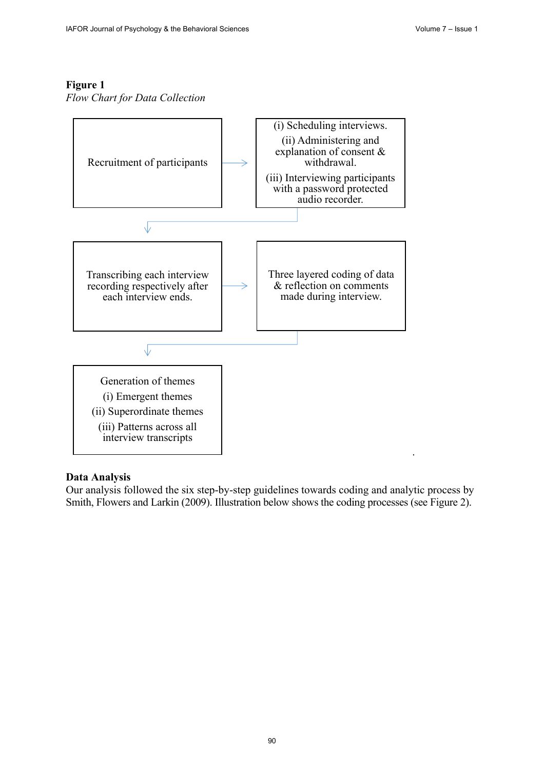**Figure 1**
*Flow Chart for Data Collection*

Recruitment of participants

(i) Scheduling interviews.
(ii) Administering and explanation of consent & withdrawal.
(iii) Interviewing participants with a password protected audio recorder.

Transcribing each interview recording respectively after each interview ends.

Three layered coding of data & reflection on comments made during interview.

Generation of themes
(i) Emergent themes
(ii) Superordinate themes
(iii) Patterns across all interview transcripts

**Data Analysis**
Our analysis followed the six step-by-step guidelines towards coding and analytic process by Smith, Flowers and Larkin (2009). Illustration below shows the coding processes (see Figure 2).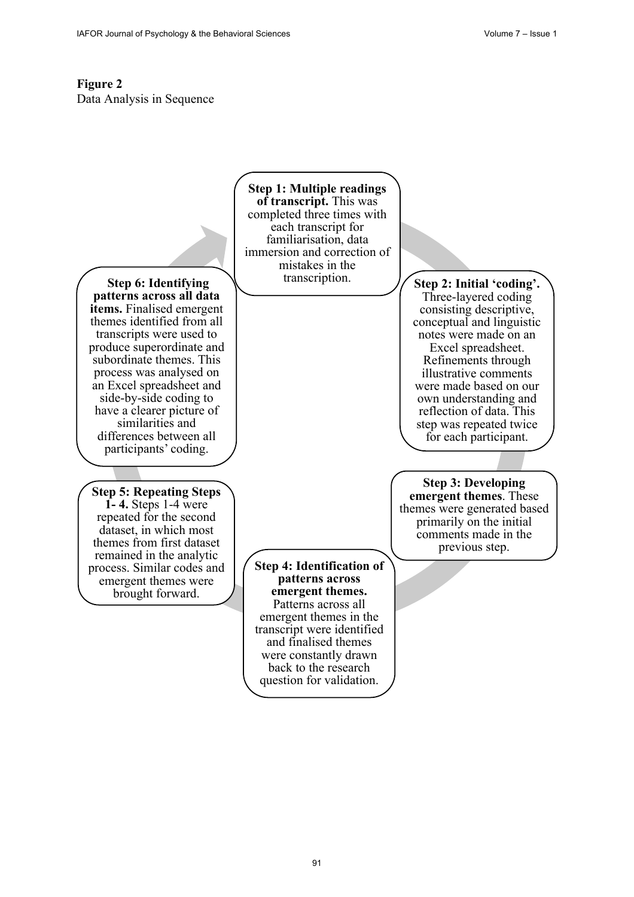**Figure 2**
Data Analysis in Sequence

**Step 1: Multiple readings of transcript.** This was completed three times with each transcript for familiarisation, data immersion and correction of mistakes in the transcription.

**Step 2: Initial 'coding'.** Three-layered coding consisting descriptive, conceptual and linguistic notes were made on an Excel spreadsheet. Refinements through illustrative comments were made based on our own understanding and reflection of data. This step was repeated twice for each participant.

**Step 3: Developing emergent themes**. These themes were generated based primarily on the initial comments made in the previous step.

**Step 4: Identification of patterns across emergent themes.** Patterns across all emergent themes in the transcript were identified and finalised themes were constantly drawn back to the research question for validation.

**Step 5: Repeating Steps 1- 4.** Steps 1-4 were repeated for the second dataset, in which most themes from first dataset remained in the analytic process. Similar codes and emergent themes were brought forward.

**Step 6: Identifying patterns across all data items.** Finalised emergent themes identified from all transcripts were used to produce superordinate and subordinate themes. This process was analysed on an Excel spreadsheet and side-by-side coding to have a clearer picture of similarities and differences between all participants' coding.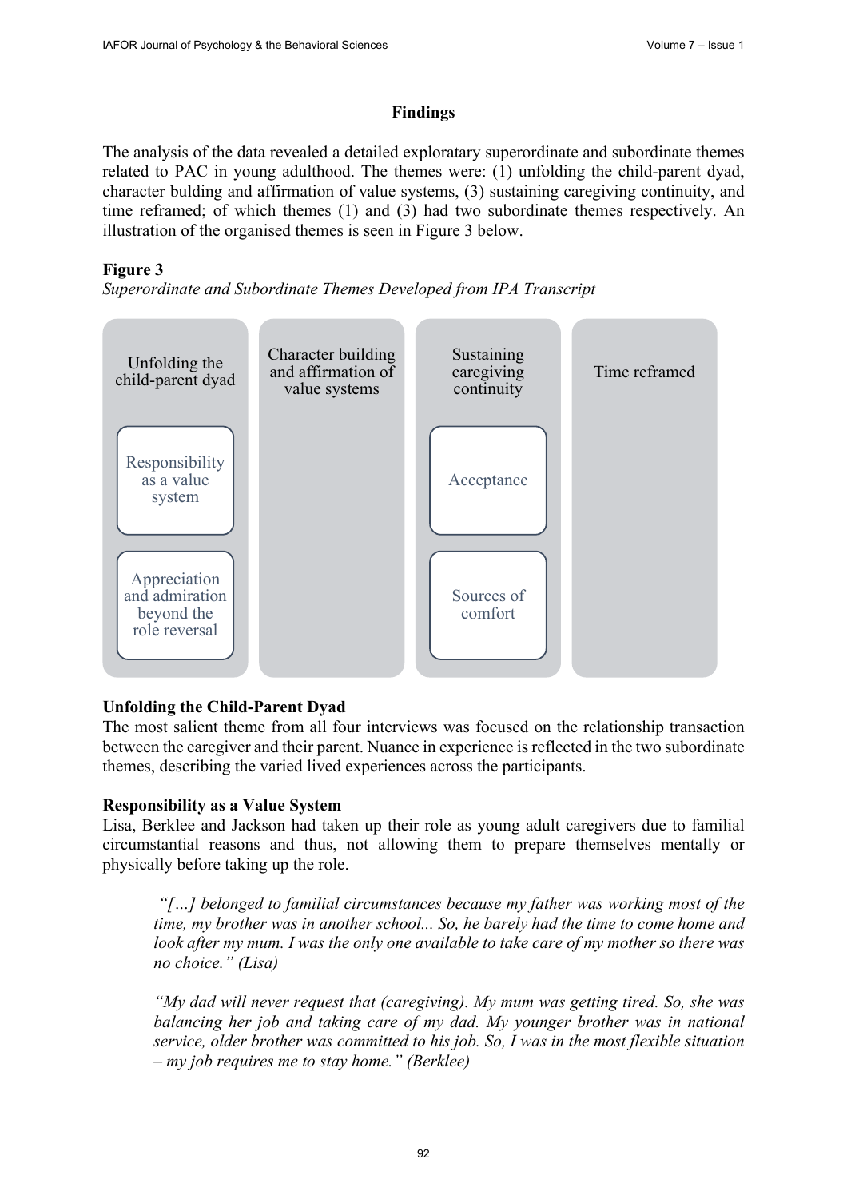## Findings

The analysis of the data revealed a detailed exploratary superordinate and subordinate themes related to PAC in young adulthood. The themes were: (1) unfolding the child-parent dyad, character bulding and affirmation of value systems, (3) sustaining caregiving continuity, and time reframed; of which themes (1) and (3) had two subordinate themes respectively. An illustration of the organised themes is seen in Figure 3 below.

**Figure 3**

*Superordinate and Subordinate Themes Developed from IPA Transcript*

| Unfolding the child-parent dyad | Character building and affirmation of value systems | Sustaining caregiving continuity | Time reframed |
|---|---|---|---|
| Responsibility as a value system | | Acceptance | |
| Appreciation and admiration beyond the role reversal | | Sources of comfort | |

### Unfolding the Child-Parent Dyad

The most salient theme from all four interviews was focused on the relationship transaction between the caregiver and their parent. Nuance in experience is reflected in the two subordinate themes, describing the varied lived experiences across the participants.

### Responsibility as a Value System

Lisa, Berklee and Jackson had taken up their role as young adult caregivers due to familial circumstantial reasons and thus, not allowing them to prepare themselves mentally or physically before taking up the role.

> *"[…] belonged to familial circumstances because my father was working most of the time, my brother was in another school... So, he barely had the time to come home and look after my mum. I was the only one available to take care of my mother so there was no choice." (Lisa)*

> *"My dad will never request that (caregiving). My mum was getting tired. So, she was balancing her job and taking care of my dad. My younger brother was in national service, older brother was committed to his job. So, I was in the most flexible situation – my job requires me to stay home." (Berklee)*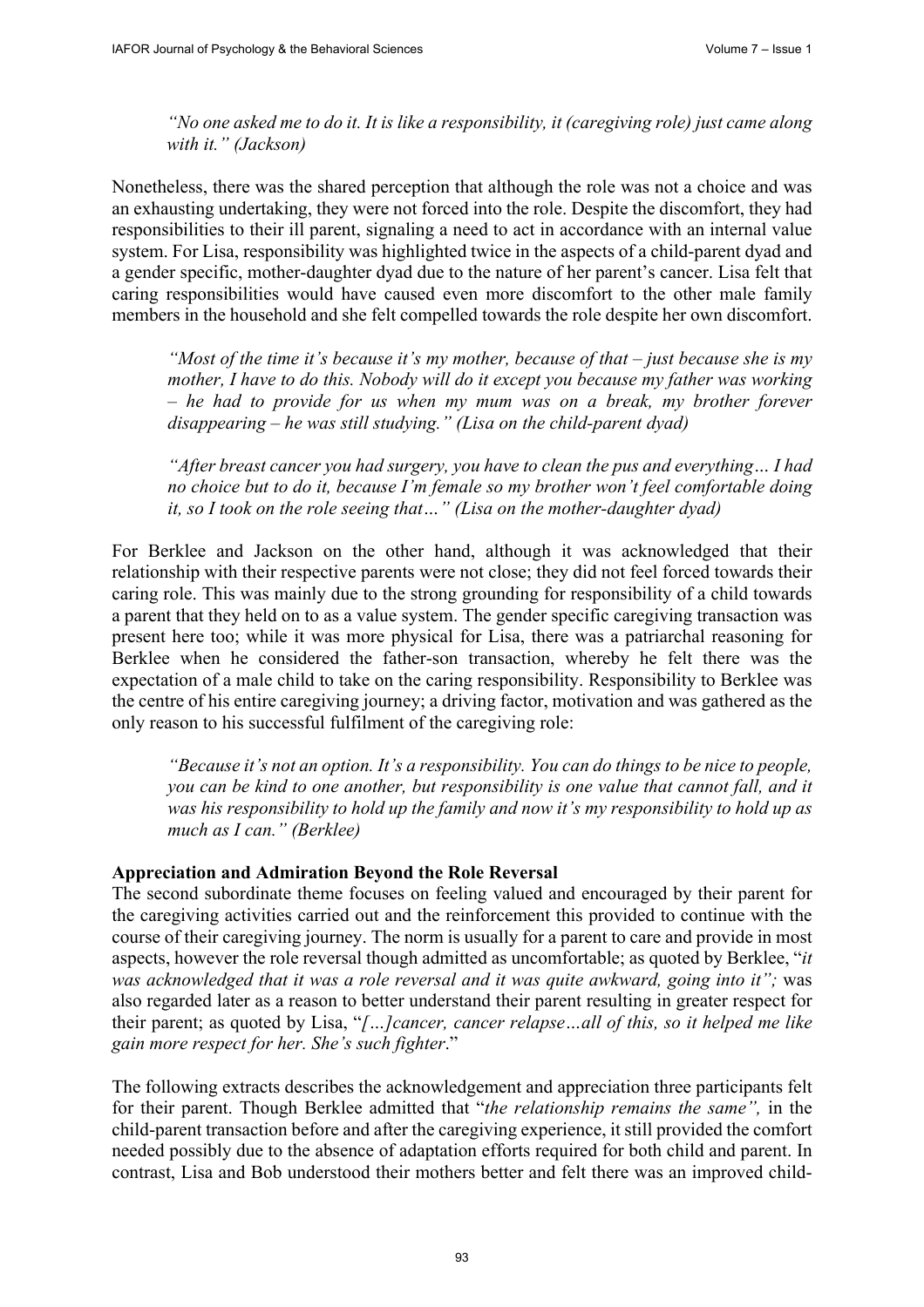*"No one asked me to do it. It is like a responsibility, it (caregiving role) just came along with it." (Jackson)*

Nonetheless, there was the shared perception that although the role was not a choice and was an exhausting undertaking, they were not forced into the role. Despite the discomfort, they had responsibilities to their ill parent, signaling a need to act in accordance with an internal value system. For Lisa, responsibility was highlighted twice in the aspects of a child-parent dyad and a gender specific, mother-daughter dyad due to the nature of her parent's cancer. Lisa felt that caring responsibilities would have caused even more discomfort to the other male family members in the household and she felt compelled towards the role despite her own discomfort.

*"Most of the time it's because it's my mother, because of that – just because she is my mother, I have to do this. Nobody will do it except you because my father was working – he had to provide for us when my mum was on a break, my brother forever disappearing – he was still studying." (Lisa on the child-parent dyad)*

*"After breast cancer you had surgery, you have to clean the pus and everything… I had no choice but to do it, because I'm female so my brother won't feel comfortable doing it, so I took on the role seeing that…" (Lisa on the mother-daughter dyad)*

For Berklee and Jackson on the other hand, although it was acknowledged that their relationship with their respective parents were not close; they did not feel forced towards their caring role. This was mainly due to the strong grounding for responsibility of a child towards a parent that they held on to as a value system. The gender specific caregiving transaction was present here too; while it was more physical for Lisa, there was a patriarchal reasoning for Berklee when he considered the father-son transaction, whereby he felt there was the expectation of a male child to take on the caring responsibility. Responsibility to Berklee was the centre of his entire caregiving journey; a driving factor, motivation and was gathered as the only reason to his successful fulfilment of the caregiving role:

*"Because it's not an option. It's a responsibility. You can do things to be nice to people, you can be kind to one another, but responsibility is one value that cannot fall, and it was his responsibility to hold up the family and now it's my responsibility to hold up as much as I can." (Berklee)*

**Appreciation and Admiration Beyond the Role Reversal**

The second subordinate theme focuses on feeling valued and encouraged by their parent for the caregiving activities carried out and the reinforcement this provided to continue with the course of their caregiving journey. The norm is usually for a parent to care and provide in most aspects, however the role reversal though admitted as uncomfortable; as quoted by Berklee, "*it was acknowledged that it was a role reversal and it was quite awkward, going into it";* was also regarded later as a reason to better understand their parent resulting in greater respect for their parent; as quoted by Lisa, "*[…]cancer, cancer relapse…all of this, so it helped me like gain more respect for her. She's such fighter*."

The following extracts describes the acknowledgement and appreciation three participants felt for their parent. Though Berklee admitted that "*the relationship remains the same",* in the child-parent transaction before and after the caregiving experience, it still provided the comfort needed possibly due to the absence of adaptation efforts required for both child and parent. In contrast, Lisa and Bob understood their mothers better and felt there was an improved child-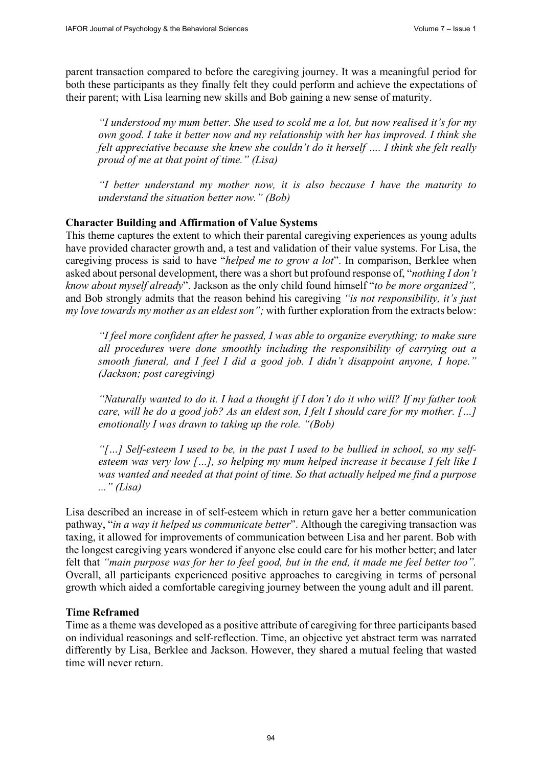parent transaction compared to before the caregiving journey. It was a meaningful period for both these participants as they finally felt they could perform and achieve the expectations of their parent; with Lisa learning new skills and Bob gaining a new sense of maturity.

> *"I understood my mum better. She used to scold me a lot, but now realised it's for my own good. I take it better now and my relationship with her has improved. I think she felt appreciative because she knew she couldn't do it herself …. I think she felt really proud of me at that point of time." (Lisa)*

> *"I better understand my mother now, it is also because I have the maturity to understand the situation better now." (Bob)*

**Character Building and Affirmation of Value Systems**

This theme captures the extent to which their parental caregiving experiences as young adults have provided character growth and, a test and validation of their value systems. For Lisa, the caregiving process is said to have "*helped me to grow a lot*". In comparison, Berklee when asked about personal development, there was a short but profound response of, "*nothing I don't know about myself already*". Jackson as the only child found himself "*to be more organized",* and Bob strongly admits that the reason behind his caregiving *"is not responsibility, it's just my love towards my mother as an eldest son";* with further exploration from the extracts below:

> *"I feel more confident after he passed, I was able to organize everything; to make sure all procedures were done smoothly including the responsibility of carrying out a smooth funeral, and I feel I did a good job. I didn't disappoint anyone, I hope." (Jackson; post caregiving)*

> *"Naturally wanted to do it. I had a thought if I don't do it who will? If my father took care, will he do a good job? As an eldest son, I felt I should care for my mother. […] emotionally I was drawn to taking up the role. "(Bob)*

> *"[…] Self-esteem I used to be, in the past I used to be bullied in school, so my self-esteem was very low […], so helping my mum helped increase it because I felt like I was wanted and needed at that point of time. So that actually helped me find a purpose …" (Lisa)*

Lisa described an increase in of self-esteem which in return gave her a better communication pathway, "*in a way it helped us communicate better*". Although the caregiving transaction was taxing, it allowed for improvements of communication between Lisa and her parent. Bob with the longest caregiving years wondered if anyone else could care for his mother better; and later felt that *"main purpose was for her to feel good, but in the end, it made me feel better too".* Overall, all participants experienced positive approaches to caregiving in terms of personal growth which aided a comfortable caregiving journey between the young adult and ill parent.

**Time Reframed**

Time as a theme was developed as a positive attribute of caregiving for three participants based on individual reasonings and self-reflection. Time, an objective yet abstract term was narrated differently by Lisa, Berklee and Jackson. However, they shared a mutual feeling that wasted time will never return.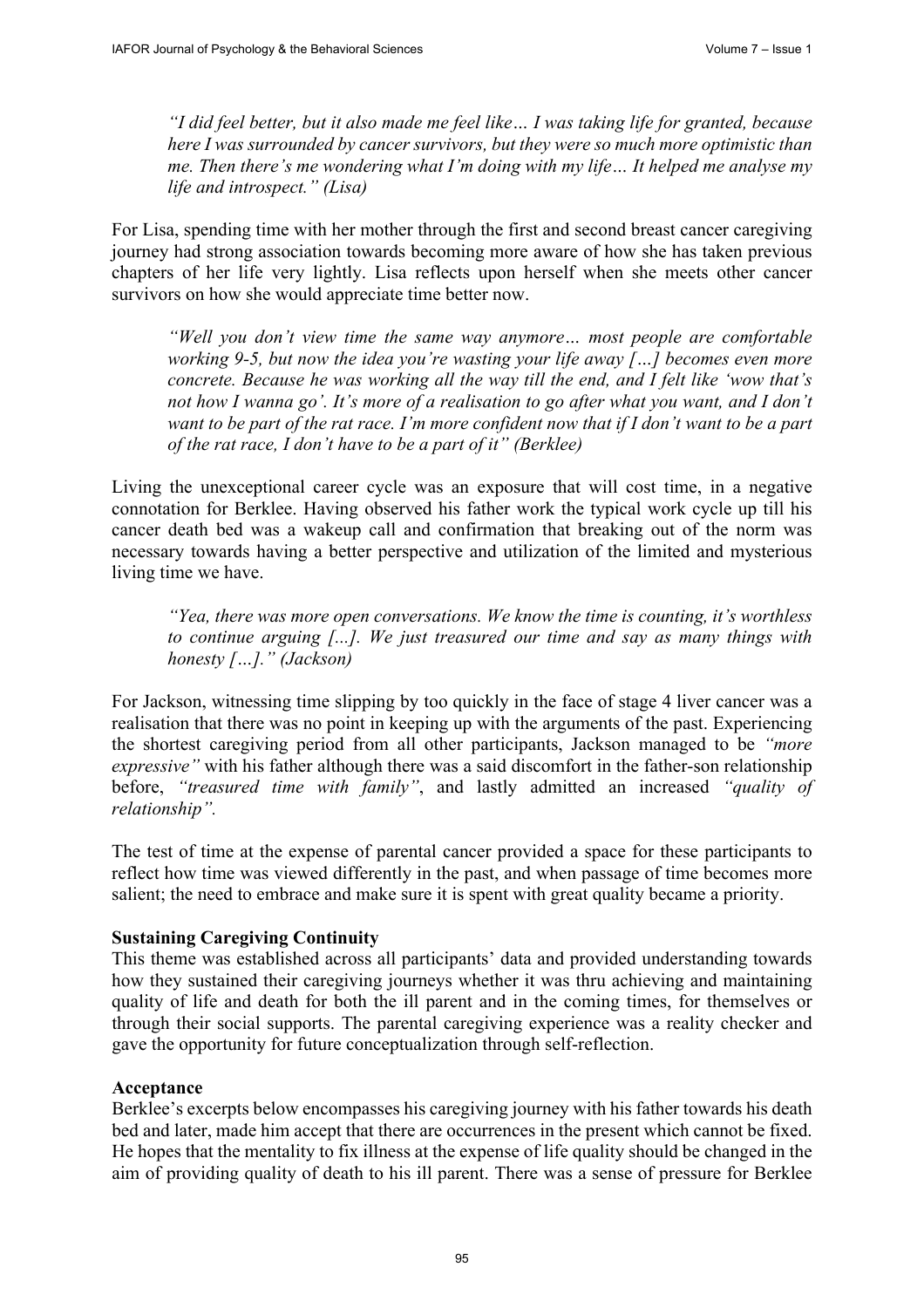*"I did feel better, but it also made me feel like… I was taking life for granted, because here I was surrounded by cancer survivors, but they were so much more optimistic than me. Then there's me wondering what I'm doing with my life… It helped me analyse my life and introspect." (Lisa)*

For Lisa, spending time with her mother through the first and second breast cancer caregiving journey had strong association towards becoming more aware of how she has taken previous chapters of her life very lightly. Lisa reflects upon herself when she meets other cancer survivors on how she would appreciate time better now.

*"Well you don't view time the same way anymore… most people are comfortable working 9-5, but now the idea you're wasting your life away […] becomes even more concrete. Because he was working all the way till the end, and I felt like 'wow that's not how I wanna go'. It's more of a realisation to go after what you want, and I don't want to be part of the rat race. I'm more confident now that if I don't want to be a part of the rat race, I don't have to be a part of it" (Berklee)*

Living the unexceptional career cycle was an exposure that will cost time, in a negative connotation for Berklee. Having observed his father work the typical work cycle up till his cancer death bed was a wakeup call and confirmation that breaking out of the norm was necessary towards having a better perspective and utilization of the limited and mysterious living time we have.

*"Yea, there was more open conversations. We know the time is counting, it's worthless to continue arguing [...]. We just treasured our time and say as many things with honesty […]." (Jackson)*

For Jackson, witnessing time slipping by too quickly in the face of stage 4 liver cancer was a realisation that there was no point in keeping up with the arguments of the past. Experiencing the shortest caregiving period from all other participants, Jackson managed to be *"more expressive"* with his father although there was a said discomfort in the father-son relationship before, *"treasured time with family"*, and lastly admitted an increased *"quality of relationship".*

The test of time at the expense of parental cancer provided a space for these participants to reflect how time was viewed differently in the past, and when passage of time becomes more salient; the need to embrace and make sure it is spent with great quality became a priority.

**Sustaining Caregiving Continuity**

This theme was established across all participants' data and provided understanding towards how they sustained their caregiving journeys whether it was thru achieving and maintaining quality of life and death for both the ill parent and in the coming times, for themselves or through their social supports. The parental caregiving experience was a reality checker and gave the opportunity for future conceptualization through self-reflection.

**Acceptance**

Berklee's excerpts below encompasses his caregiving journey with his father towards his death bed and later, made him accept that there are occurrences in the present which cannot be fixed. He hopes that the mentality to fix illness at the expense of life quality should be changed in the aim of providing quality of death to his ill parent. There was a sense of pressure for Berklee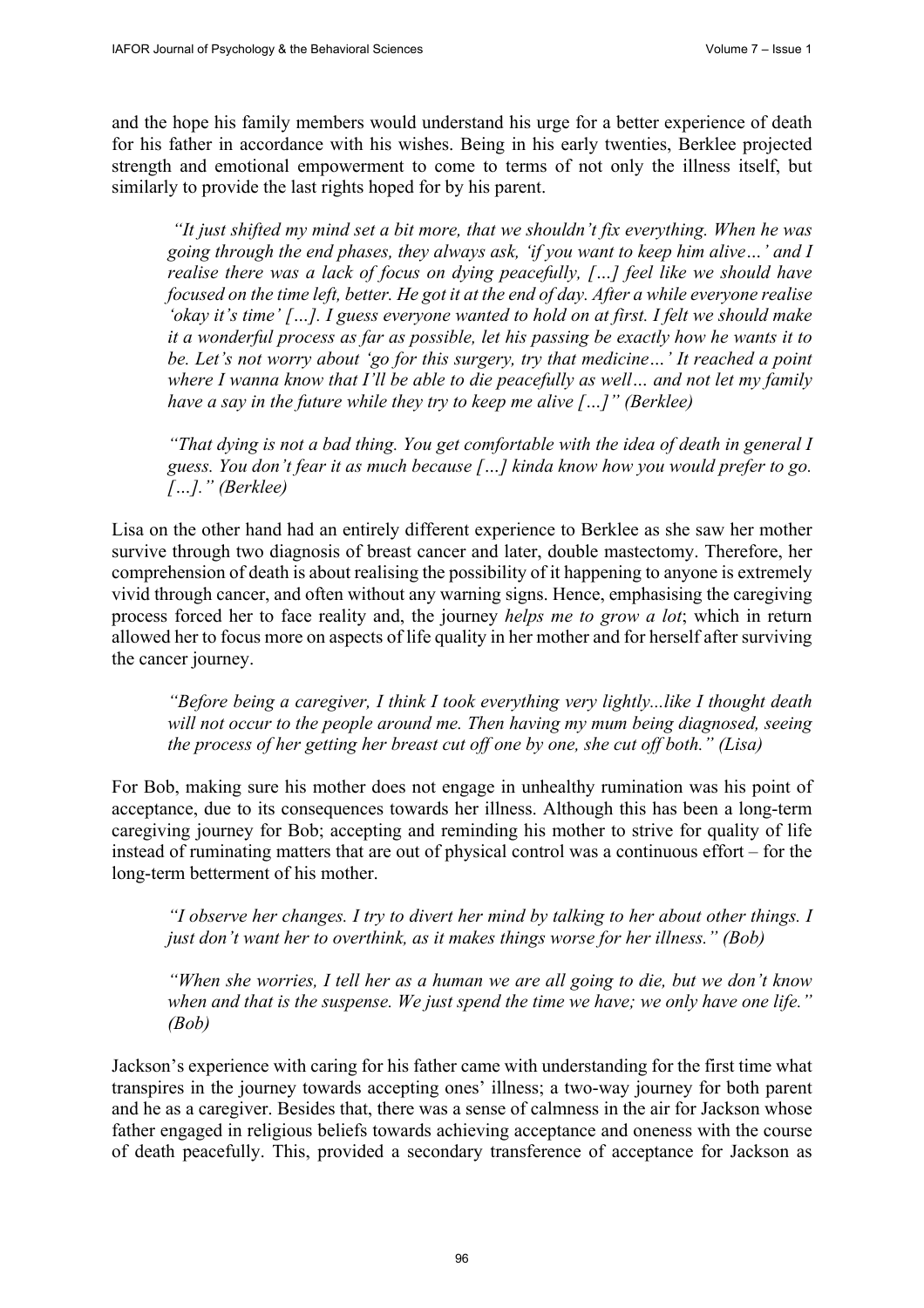and the hope his family members would understand his urge for a better experience of death for his father in accordance with his wishes. Being in his early twenties, Berklee projected strength and emotional empowerment to come to terms of not only the illness itself, but similarly to provide the last rights hoped for by his parent.

> *"It just shifted my mind set a bit more, that we shouldn't fix everything. When he was going through the end phases, they always ask, 'if you want to keep him alive…' and I realise there was a lack of focus on dying peacefully, […] feel like we should have focused on the time left, better. He got it at the end of day. After a while everyone realise 'okay it's time' […]. I guess everyone wanted to hold on at first. I felt we should make it a wonderful process as far as possible, let his passing be exactly how he wants it to be. Let's not worry about 'go for this surgery, try that medicine…' It reached a point where I wanna know that I'll be able to die peacefully as well… and not let my family have a say in the future while they try to keep me alive […]" (Berklee)*

> *"That dying is not a bad thing. You get comfortable with the idea of death in general I guess. You don't fear it as much because […] kinda know how you would prefer to go. […]." (Berklee)*

Lisa on the other hand had an entirely different experience to Berklee as she saw her mother survive through two diagnosis of breast cancer and later, double mastectomy. Therefore, her comprehension of death is about realising the possibility of it happening to anyone is extremely vivid through cancer, and often without any warning signs. Hence, emphasising the caregiving process forced her to face reality and, the journey *helps me to grow a lot*; which in return allowed her to focus more on aspects of life quality in her mother and for herself after surviving the cancer journey.

> *"Before being a caregiver, I think I took everything very lightly...like I thought death will not occur to the people around me. Then having my mum being diagnosed, seeing the process of her getting her breast cut off one by one, she cut off both." (Lisa)*

For Bob, making sure his mother does not engage in unhealthy rumination was his point of acceptance, due to its consequences towards her illness. Although this has been a long-term caregiving journey for Bob; accepting and reminding his mother to strive for quality of life instead of ruminating matters that are out of physical control was a continuous effort – for the long-term betterment of his mother.

> *"I observe her changes. I try to divert her mind by talking to her about other things. I just don't want her to overthink, as it makes things worse for her illness." (Bob)*

> *"When she worries, I tell her as a human we are all going to die, but we don't know when and that is the suspense. We just spend the time we have; we only have one life." (Bob)*

Jackson's experience with caring for his father came with understanding for the first time what transpires in the journey towards accepting ones' illness; a two-way journey for both parent and he as a caregiver. Besides that, there was a sense of calmness in the air for Jackson whose father engaged in religious beliefs towards achieving acceptance and oneness with the course of death peacefully. This, provided a secondary transference of acceptance for Jackson as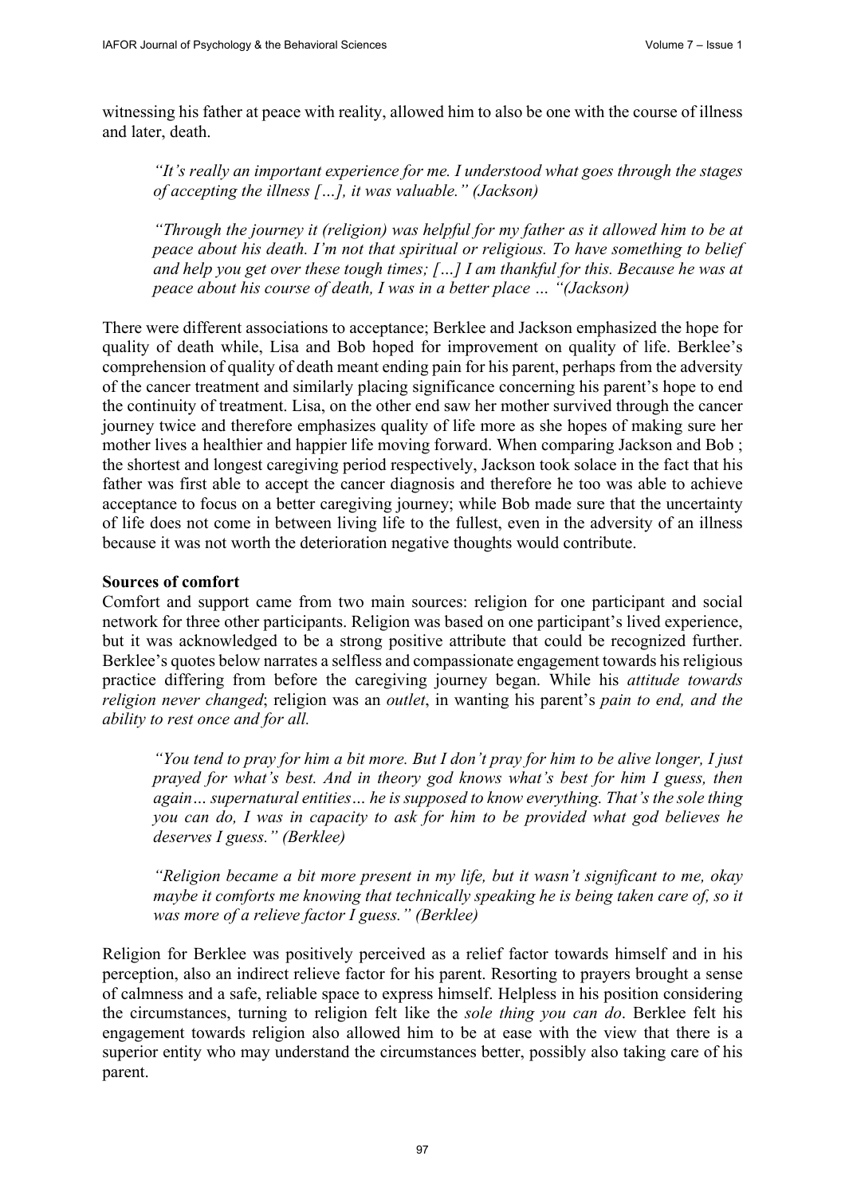witnessing his father at peace with reality, allowed him to also be one with the course of illness and later, death.

> *"It's really an important experience for me. I understood what goes through the stages of accepting the illness […], it was valuable." (Jackson)*

> *"Through the journey it (religion) was helpful for my father as it allowed him to be at peace about his death. I'm not that spiritual or religious. To have something to belief and help you get over these tough times; […] I am thankful for this. Because he was at peace about his course of death, I was in a better place … "(Jackson)*

There were different associations to acceptance; Berklee and Jackson emphasized the hope for quality of death while, Lisa and Bob hoped for improvement on quality of life. Berklee's comprehension of quality of death meant ending pain for his parent, perhaps from the adversity of the cancer treatment and similarly placing significance concerning his parent's hope to end the continuity of treatment. Lisa, on the other end saw her mother survived through the cancer journey twice and therefore emphasizes quality of life more as she hopes of making sure her mother lives a healthier and happier life moving forward. When comparing Jackson and Bob ; the shortest and longest caregiving period respectively, Jackson took solace in the fact that his father was first able to accept the cancer diagnosis and therefore he too was able to achieve acceptance to focus on a better caregiving journey; while Bob made sure that the uncertainty of life does not come in between living life to the fullest, even in the adversity of an illness because it was not worth the deterioration negative thoughts would contribute.

**Sources of comfort**

Comfort and support came from two main sources: religion for one participant and social network for three other participants. Religion was based on one participant's lived experience, but it was acknowledged to be a strong positive attribute that could be recognized further. Berklee's quotes below narrates a selfless and compassionate engagement towards his religious practice differing from before the caregiving journey began. While his *attitude towards religion never changed*; religion was an *outlet*, in wanting his parent's *pain to end, and the ability to rest once and for all.*

> *"You tend to pray for him a bit more. But I don't pray for him to be alive longer, I just prayed for what's best. And in theory god knows what's best for him I guess, then again… supernatural entities… he is supposed to know everything. That's the sole thing you can do, I was in capacity to ask for him to be provided what god believes he deserves I guess." (Berklee)*

> *"Religion became a bit more present in my life, but it wasn't significant to me, okay maybe it comforts me knowing that technically speaking he is being taken care of, so it was more of a relieve factor I guess." (Berklee)*

Religion for Berklee was positively perceived as a relief factor towards himself and in his perception, also an indirect relieve factor for his parent. Resorting to prayers brought a sense of calmness and a safe, reliable space to express himself. Helpless in his position considering the circumstances, turning to religion felt like the *sole thing you can do*. Berklee felt his engagement towards religion also allowed him to be at ease with the view that there is a superior entity who may understand the circumstances better, possibly also taking care of his parent.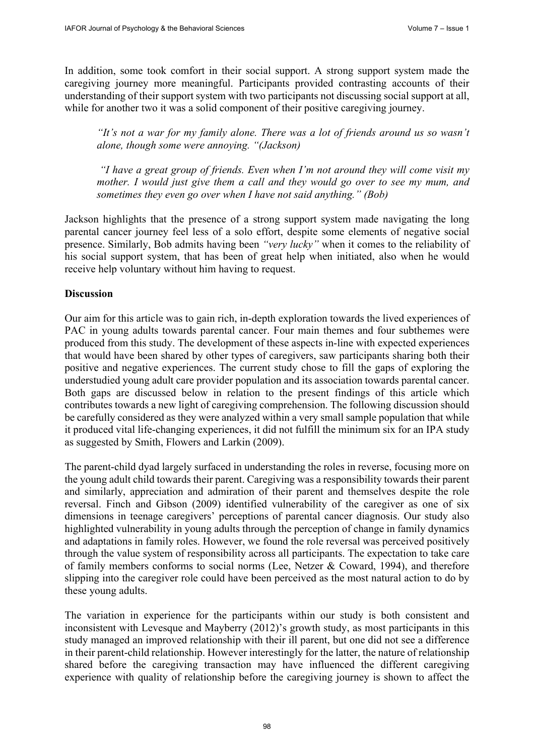In addition, some took comfort in their social support. A strong support system made the caregiving journey more meaningful. Participants provided contrasting accounts of their understanding of their support system with two participants not discussing social support at all, while for another two it was a solid component of their positive caregiving journey.

> *"It's not a war for my family alone. There was a lot of friends around us so wasn't alone, though some were annoying. "(Jackson)*

> *"I have a great group of friends. Even when I'm not around they will come visit my mother. I would just give them a call and they would go over to see my mum, and sometimes they even go over when I have not said anything." (Bob)*

Jackson highlights that the presence of a strong support system made navigating the long parental cancer journey feel less of a solo effort, despite some elements of negative social presence. Similarly, Bob admits having been *"very lucky"* when it comes to the reliability of his social support system, that has been of great help when initiated, also when he would receive help voluntary without him having to request.

## Discussion

Our aim for this article was to gain rich, in-depth exploration towards the lived experiences of PAC in young adults towards parental cancer. Four main themes and four subthemes were produced from this study. The development of these aspects in-line with expected experiences that would have been shared by other types of caregivers, saw participants sharing both their positive and negative experiences. The current study chose to fill the gaps of exploring the understudied young adult care provider population and its association towards parental cancer. Both gaps are discussed below in relation to the present findings of this article which contributes towards a new light of caregiving comprehension. The following discussion should be carefully considered as they were analyzed within a very small sample population that while it produced vital life-changing experiences, it did not fulfill the minimum six for an IPA study as suggested by Smith, Flowers and Larkin (2009).

The parent-child dyad largely surfaced in understanding the roles in reverse, focusing more on the young adult child towards their parent. Caregiving was a responsibility towards their parent and similarly, appreciation and admiration of their parent and themselves despite the role reversal. Finch and Gibson (2009) identified vulnerability of the caregiver as one of six dimensions in teenage caregivers' perceptions of parental cancer diagnosis. Our study also highlighted vulnerability in young adults through the perception of change in family dynamics and adaptations in family roles. However, we found the role reversal was perceived positively through the value system of responsibility across all participants. The expectation to take care of family members conforms to social norms (Lee, Netzer & Coward, 1994), and therefore slipping into the caregiver role could have been perceived as the most natural action to do by these young adults.

The variation in experience for the participants within our study is both consistent and inconsistent with Levesque and Mayberry (2012)'s growth study, as most participants in this study managed an improved relationship with their ill parent, but one did not see a difference in their parent-child relationship. However interestingly for the latter, the nature of relationship shared before the caregiving transaction may have influenced the different caregiving experience with quality of relationship before the caregiving journey is shown to affect the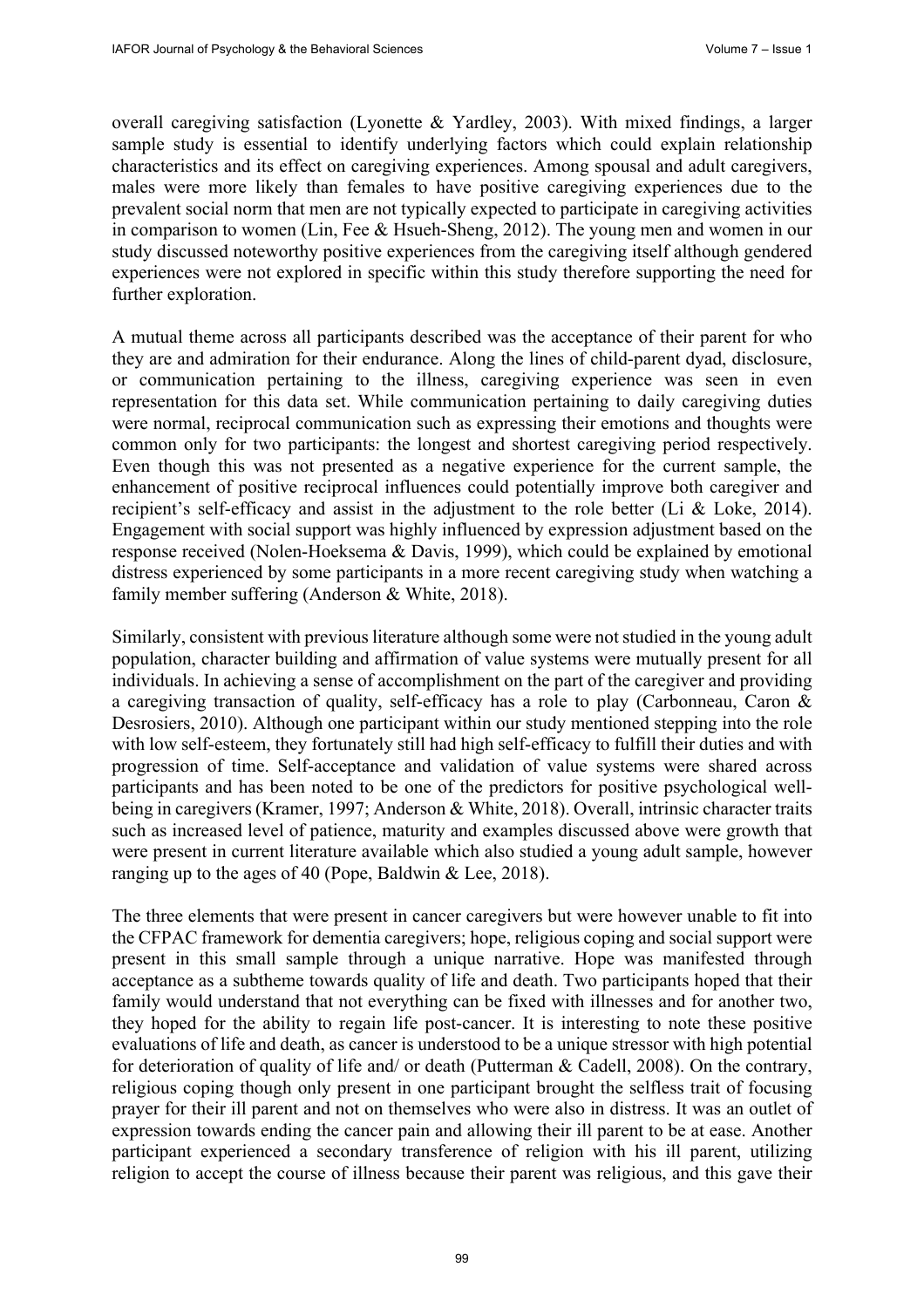overall caregiving satisfaction (Lyonette & Yardley, 2003). With mixed findings, a larger sample study is essential to identify underlying factors which could explain relationship characteristics and its effect on caregiving experiences. Among spousal and adult caregivers, males were more likely than females to have positive caregiving experiences due to the prevalent social norm that men are not typically expected to participate in caregiving activities in comparison to women (Lin, Fee & Hsueh-Sheng, 2012). The young men and women in our study discussed noteworthy positive experiences from the caregiving itself although gendered experiences were not explored in specific within this study therefore supporting the need for further exploration.

A mutual theme across all participants described was the acceptance of their parent for who they are and admiration for their endurance. Along the lines of child-parent dyad, disclosure, or communication pertaining to the illness, caregiving experience was seen in even representation for this data set. While communication pertaining to daily caregiving duties were normal, reciprocal communication such as expressing their emotions and thoughts were common only for two participants: the longest and shortest caregiving period respectively. Even though this was not presented as a negative experience for the current sample, the enhancement of positive reciprocal influences could potentially improve both caregiver and recipient's self-efficacy and assist in the adjustment to the role better (Li & Loke, 2014). Engagement with social support was highly influenced by expression adjustment based on the response received (Nolen-Hoeksema & Davis, 1999), which could be explained by emotional distress experienced by some participants in a more recent caregiving study when watching a family member suffering (Anderson & White, 2018).

Similarly, consistent with previous literature although some were not studied in the young adult population, character building and affirmation of value systems were mutually present for all individuals. In achieving a sense of accomplishment on the part of the caregiver and providing a caregiving transaction of quality, self-efficacy has a role to play (Carbonneau, Caron & Desrosiers, 2010). Although one participant within our study mentioned stepping into the role with low self-esteem, they fortunately still had high self-efficacy to fulfill their duties and with progression of time. Self-acceptance and validation of value systems were shared across participants and has been noted to be one of the predictors for positive psychological well-being in caregivers (Kramer, 1997; Anderson & White, 2018). Overall, intrinsic character traits such as increased level of patience, maturity and examples discussed above were growth that were present in current literature available which also studied a young adult sample, however ranging up to the ages of 40 (Pope, Baldwin & Lee, 2018).

The three elements that were present in cancer caregivers but were however unable to fit into the CFPAC framework for dementia caregivers; hope, religious coping and social support were present in this small sample through a unique narrative. Hope was manifested through acceptance as a subtheme towards quality of life and death. Two participants hoped that their family would understand that not everything can be fixed with illnesses and for another two, they hoped for the ability to regain life post-cancer. It is interesting to note these positive evaluations of life and death, as cancer is understood to be a unique stressor with high potential for deterioration of quality of life and/ or death (Putterman & Cadell, 2008). On the contrary, religious coping though only present in one participant brought the selfless trait of focusing prayer for their ill parent and not on themselves who were also in distress. It was an outlet of expression towards ending the cancer pain and allowing their ill parent to be at ease. Another participant experienced a secondary transference of religion with his ill parent, utilizing religion to accept the course of illness because their parent was religious, and this gave their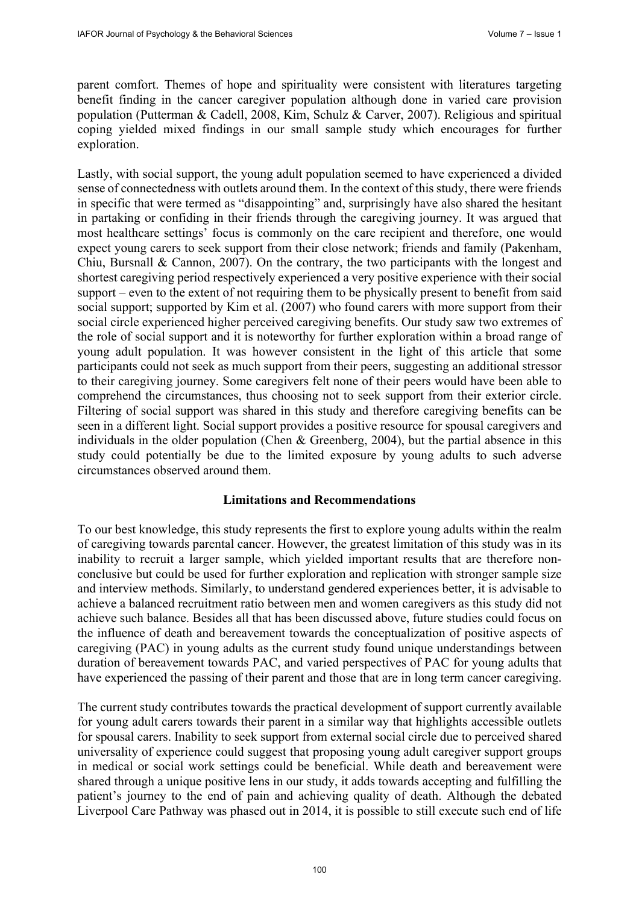parent comfort. Themes of hope and spirituality were consistent with literatures targeting benefit finding in the cancer caregiver population although done in varied care provision population (Putterman & Cadell, 2008, Kim, Schulz & Carver, 2007). Religious and spiritual coping yielded mixed findings in our small sample study which encourages for further exploration.

Lastly, with social support, the young adult population seemed to have experienced a divided sense of connectedness with outlets around them. In the context of this study, there were friends in specific that were termed as "disappointing" and, surprisingly have also shared the hesitant in partaking or confiding in their friends through the caregiving journey. It was argued that most healthcare settings' focus is commonly on the care recipient and therefore, one would expect young carers to seek support from their close network; friends and family (Pakenham, Chiu, Bursnall & Cannon, 2007). On the contrary, the two participants with the longest and shortest caregiving period respectively experienced a very positive experience with their social support – even to the extent of not requiring them to be physically present to benefit from said social support; supported by Kim et al. (2007) who found carers with more support from their social circle experienced higher perceived caregiving benefits. Our study saw two extremes of the role of social support and it is noteworthy for further exploration within a broad range of young adult population. It was however consistent in the light of this article that some participants could not seek as much support from their peers, suggesting an additional stressor to their caregiving journey. Some caregivers felt none of their peers would have been able to comprehend the circumstances, thus choosing not to seek support from their exterior circle. Filtering of social support was shared in this study and therefore caregiving benefits can be seen in a different light. Social support provides a positive resource for spousal caregivers and individuals in the older population (Chen & Greenberg, 2004), but the partial absence in this study could potentially be due to the limited exposure by young adults to such adverse circumstances observed around them.

## Limitations and Recommendations

To our best knowledge, this study represents the first to explore young adults within the realm of caregiving towards parental cancer. However, the greatest limitation of this study was in its inability to recruit a larger sample, which yielded important results that are therefore non-conclusive but could be used for further exploration and replication with stronger sample size and interview methods. Similarly, to understand gendered experiences better, it is advisable to achieve a balanced recruitment ratio between men and women caregivers as this study did not achieve such balance. Besides all that has been discussed above, future studies could focus on the influence of death and bereavement towards the conceptualization of positive aspects of caregiving (PAC) in young adults as the current study found unique understandings between duration of bereavement towards PAC, and varied perspectives of PAC for young adults that have experienced the passing of their parent and those that are in long term cancer caregiving.

The current study contributes towards the practical development of support currently available for young adult carers towards their parent in a similar way that highlights accessible outlets for spousal carers. Inability to seek support from external social circle due to perceived shared universality of experience could suggest that proposing young adult caregiver support groups in medical or social work settings could be beneficial. While death and bereavement were shared through a unique positive lens in our study, it adds towards accepting and fulfilling the patient's journey to the end of pain and achieving quality of death. Although the debated Liverpool Care Pathway was phased out in 2014, it is possible to still execute such end of life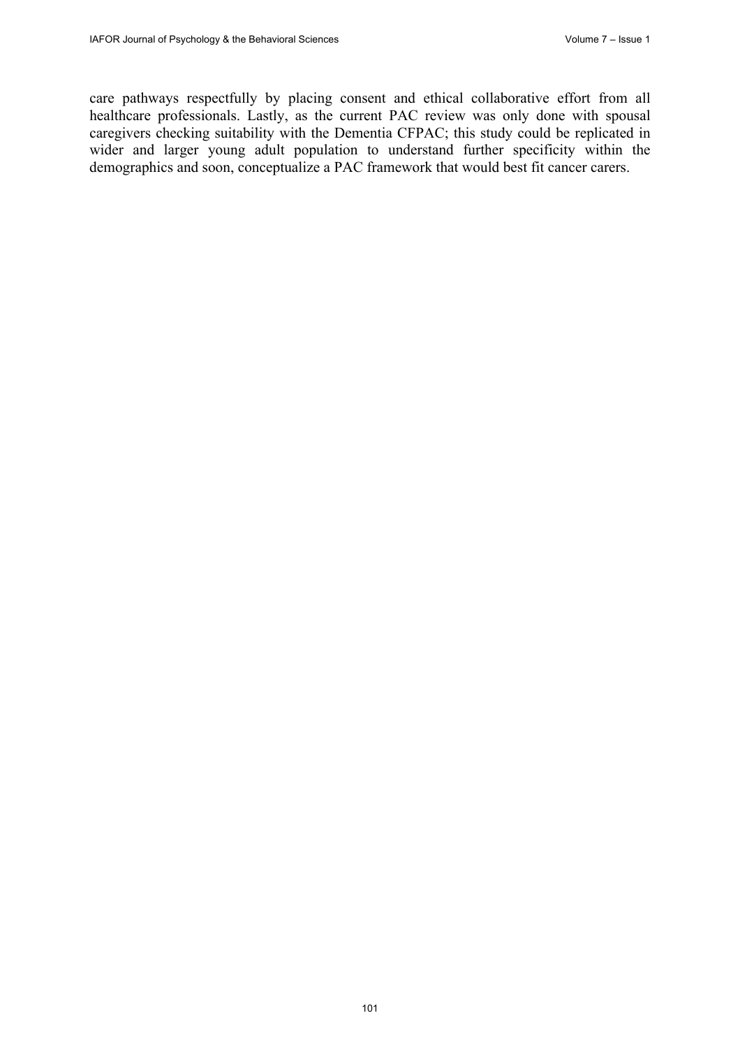care pathways respectfully by placing consent and ethical collaborative effort from all healthcare professionals. Lastly, as the current PAC review was only done with spousal caregivers checking suitability with the Dementia CFPAC; this study could be replicated in wider and larger young adult population to understand further specificity within the demographics and soon, conceptualize a PAC framework that would best fit cancer carers.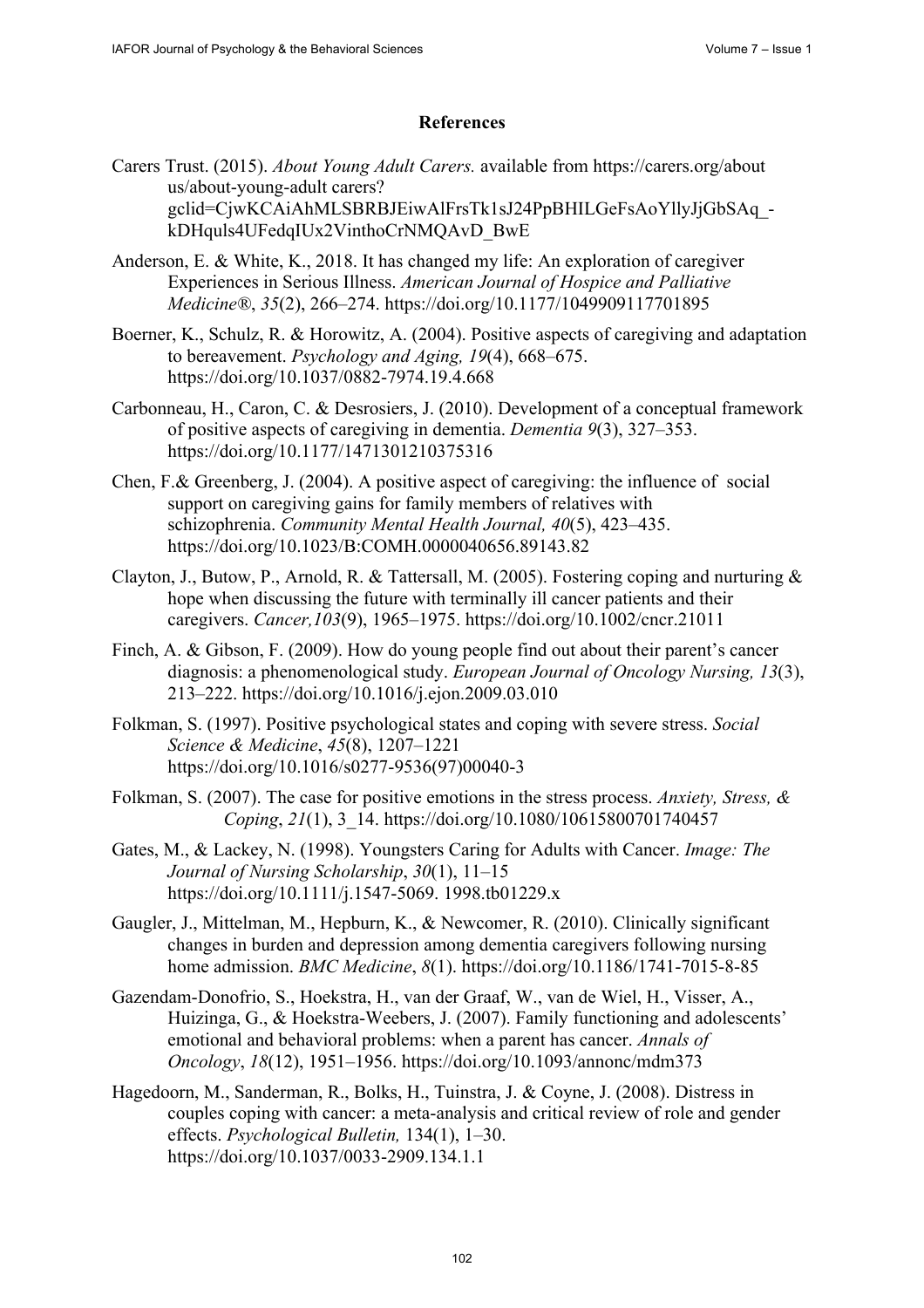## References

Carers Trust. (2015). *About Young Adult Carers.* available from https://carers.org/about us/about-young-adult carers? gclid=CjwKCAiAhMLSBRBJEiwAlFrsTk1sJ24PpBHILGeFsAoYllyJjGbSAq_-kDHquls4UFedqIUx2VinthoCrNMQAvD_BwE

Anderson, E. & White, K., 2018. It has changed my life: An exploration of caregiver Experiences in Serious Illness. *American Journal of Hospice and Palliative Medicine®*, *35*(2), 266–274. https://doi.org/10.1177/1049909117701895

Boerner, K., Schulz, R. & Horowitz, A. (2004). Positive aspects of caregiving and adaptation to bereavement. *Psychology and Aging, 19*(4), 668–675. https://doi.org/10.1037/0882-7974.19.4.668

Carbonneau, H., Caron, C. & Desrosiers, J. (2010). Development of a conceptual framework of positive aspects of caregiving in dementia. *Dementia 9*(3), 327–353. https://doi.org/10.1177/1471301210375316

Chen, F.& Greenberg, J. (2004). A positive aspect of caregiving: the influence of social support on caregiving gains for family members of relatives with schizophrenia. *Community Mental Health Journal, 40*(5), 423–435. https://doi.org/10.1023/B:COMH.0000040656.89143.82

Clayton, J., Butow, P., Arnold, R. & Tattersall, M. (2005). Fostering coping and nurturing & hope when discussing the future with terminally ill cancer patients and their caregivers. *Cancer,103*(9), 1965–1975. https://doi.org/10.1002/cncr.21011

Finch, A. & Gibson, F. (2009). How do young people find out about their parent's cancer diagnosis: a phenomenological study. *European Journal of Oncology Nursing, 13*(3), 213–222. https://doi.org/10.1016/j.ejon.2009.03.010

Folkman, S. (1997). Positive psychological states and coping with severe stress. *Social Science & Medicine*, *45*(8), 1207–1221 https://doi.org/10.1016/s0277-9536(97)00040-3

Folkman, S. (2007). The case for positive emotions in the stress process. *Anxiety, Stress, & Coping*, *21*(1), 3_14. https://doi.org/10.1080/10615800701740457

Gates, M., & Lackey, N. (1998). Youngsters Caring for Adults with Cancer. *Image: The Journal of Nursing Scholarship*, *30*(1), 11–15 https://doi.org/10.1111/j.1547-5069. 1998.tb01229.x

Gaugler, J., Mittelman, M., Hepburn, K., & Newcomer, R. (2010). Clinically significant changes in burden and depression among dementia caregivers following nursing home admission. *BMC Medicine*, *8*(1). https://doi.org/10.1186/1741-7015-8-85

Gazendam-Donofrio, S., Hoekstra, H., van der Graaf, W., van de Wiel, H., Visser, A., Huizinga, G., & Hoekstra-Weebers, J. (2007). Family functioning and adolescents' emotional and behavioral problems: when a parent has cancer. *Annals of Oncology*, *18*(12), 1951–1956. https://doi.org/10.1093/annonc/mdm373

Hagedoorn, M., Sanderman, R., Bolks, H., Tuinstra, J. & Coyne, J. (2008). Distress in couples coping with cancer: a meta-analysis and critical review of role and gender effects. *Psychological Bulletin,* 134(1), 1–30. https://doi.org/10.1037/0033-2909.134.1.1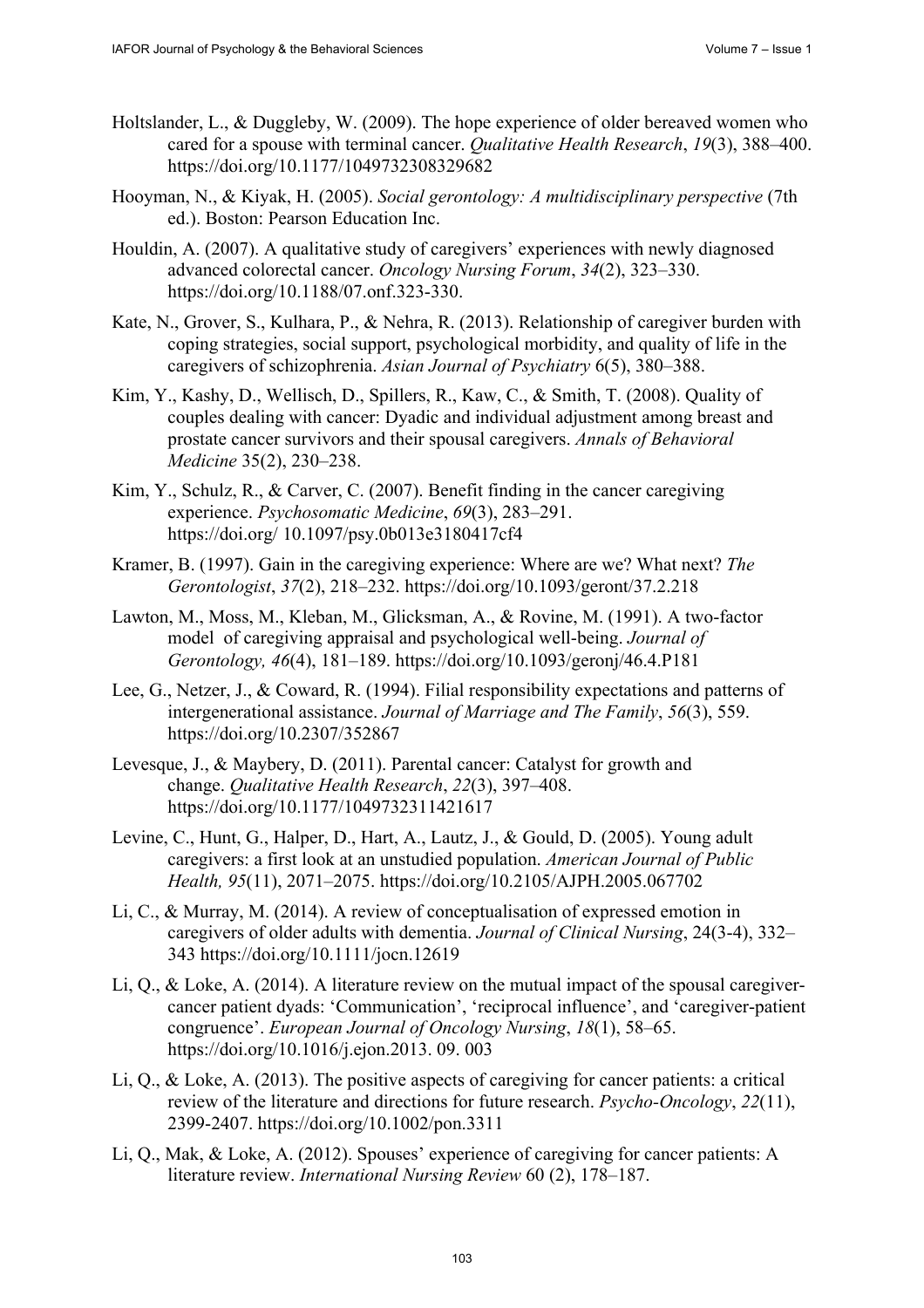Holtslander, L., & Duggleby, W. (2009). The hope experience of older bereaved women who cared for a spouse with terminal cancer. *Qualitative Health Research*, *19*(3), 388–400. https://doi.org/10.1177/1049732308329682

Hooyman, N., & Kiyak, H. (2005). *Social gerontology: A multidisciplinary perspective* (7th ed.). Boston: Pearson Education Inc.

Houldin, A. (2007). A qualitative study of caregivers' experiences with newly diagnosed advanced colorectal cancer. *Oncology Nursing Forum*, *34*(2), 323–330. https://doi.org/10.1188/07.onf.323-330.

Kate, N., Grover, S., Kulhara, P., & Nehra, R. (2013). Relationship of caregiver burden with coping strategies, social support, psychological morbidity, and quality of life in the caregivers of schizophrenia. *Asian Journal of Psychiatry* 6(5), 380–388.

Kim, Y., Kashy, D., Wellisch, D., Spillers, R., Kaw, C., & Smith, T. (2008). Quality of couples dealing with cancer: Dyadic and individual adjustment among breast and prostate cancer survivors and their spousal caregivers. *Annals of Behavioral Medicine* 35(2), 230–238.

Kim, Y., Schulz, R., & Carver, C. (2007). Benefit finding in the cancer caregiving experience. *Psychosomatic Medicine*, *69*(3), 283–291. https://doi.org/ 10.1097/psy.0b013e3180417cf4

Kramer, B. (1997). Gain in the caregiving experience: Where are we? What next? *The Gerontologist*, *37*(2), 218–232. https://doi.org/10.1093/geront/37.2.218

Lawton, M., Moss, M., Kleban, M., Glicksman, A., & Rovine, M. (1991). A two-factor model of caregiving appraisal and psychological well-being. *Journal of Gerontology, 46*(4), 181–189. https://doi.org/10.1093/geronj/46.4.P181

Lee, G., Netzer, J., & Coward, R. (1994). Filial responsibility expectations and patterns of intergenerational assistance. *Journal of Marriage and The Family*, *56*(3), 559. https://doi.org/10.2307/352867

Levesque, J., & Maybery, D. (2011). Parental cancer: Catalyst for growth and change. *Qualitative Health Research*, *22*(3), 397–408. https://doi.org/10.1177/1049732311421617

Levine, C., Hunt, G., Halper, D., Hart, A., Lautz, J., & Gould, D. (2005). Young adult caregivers: a first look at an unstudied population. *American Journal of Public Health, 95*(11), 2071–2075. https://doi.org/10.2105/AJPH.2005.067702

Li, C., & Murray, M. (2014). A review of conceptualisation of expressed emotion in caregivers of older adults with dementia. *Journal of Clinical Nursing*, 24(3-4), 332–343 https://doi.org/10.1111/jocn.12619

Li, Q., & Loke, A. (2014). A literature review on the mutual impact of the spousal caregiver-cancer patient dyads: 'Communication', 'reciprocal influence', and 'caregiver-patient congruence'. *European Journal of Oncology Nursing*, *18*(1), 58–65. https://doi.org/10.1016/j.ejon.2013. 09. 003

Li, Q., & Loke, A. (2013). The positive aspects of caregiving for cancer patients: a critical review of the literature and directions for future research. *Psycho-Oncology*, *22*(11), 2399-2407. https://doi.org/10.1002/pon.3311

Li, Q., Mak, & Loke, A. (2012). Spouses' experience of caregiving for cancer patients: A literature review. *International Nursing Review* 60 (2), 178–187.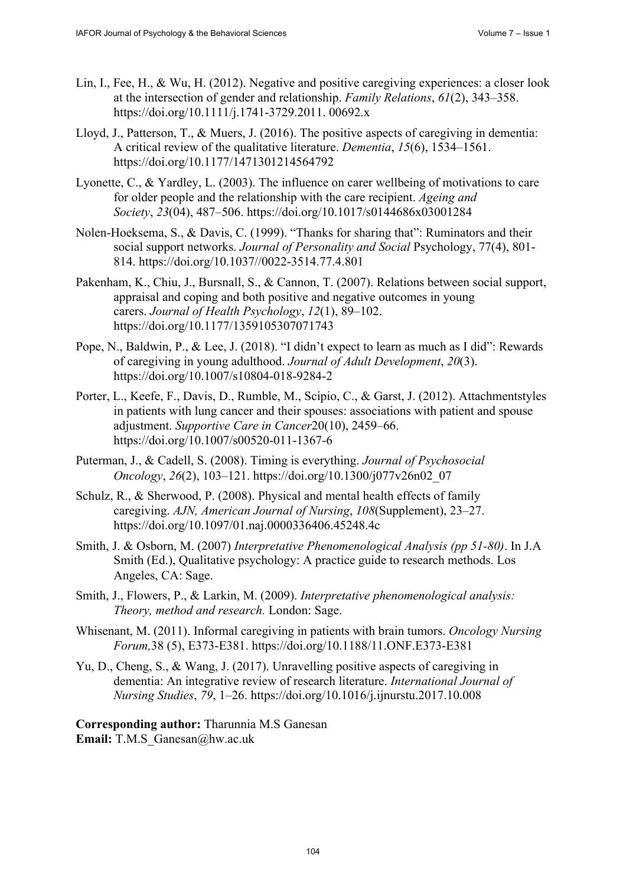Lin, I., Fee, H., & Wu, H. (2012). Negative and positive caregiving experiences: a closer look at the intersection of gender and relationship. *Family Relations*, *61*(2), 343–358. https://doi.org/10.1111/j.1741-3729.2011. 00692.x

Lloyd, J., Patterson, T., & Muers, J. (2016). The positive aspects of caregiving in dementia: A critical review of the qualitative literature. *Dementia*, *15*(6), 1534–1561. https://doi.org/10.1177/1471301214564792

Lyonette, C., & Yardley, L. (2003). The influence on carer wellbeing of motivations to care for older people and the relationship with the care recipient. *Ageing and Society*, *23*(04), 487–506. https://doi.org/10.1017/s0144686x03001284

Nolen-Hoeksema, S., & Davis, C. (1999). "Thanks for sharing that": Ruminators and their social support networks. *Journal of Personality and Social* Psychology, 77(4), 801-814. https://doi.org/10.1037//0022-3514.77.4.801

Pakenham, K., Chiu, J., Bursnall, S., & Cannon, T. (2007). Relations between social support, appraisal and coping and both positive and negative outcomes in young carers. *Journal of Health Psychology*, *12*(1), 89–102. https://doi.org/10.1177/1359105307071743

Pope, N., Baldwin, P., & Lee, J. (2018). "I didn't expect to learn as much as I did": Rewards of caregiving in young adulthood. *Journal of Adult Development*, *20*(3). https://doi.org/10.1007/s10804-018-9284-2

Porter, L., Keefe, F., Davis, D., Rumble, M., Scipio, C., & Garst, J. (2012). Attachmentstyles in patients with lung cancer and their spouses: associations with patient and spouse adjustment. *Supportive Care in Cancer*20(10), 2459–66. https://doi.org/10.1007/s00520-011-1367-6

Puterman, J., & Cadell, S. (2008). Timing is everything. *Journal of Psychosocial Oncology*, *26*(2), 103–121. https://doi.org/10.1300/j077v26n02_07

Schulz, R., & Sherwood, P. (2008). Physical and mental health effects of family caregiving. *AJN, American Journal of Nursing*, *108*(Supplement), 23–27. https://doi.org/10.1097/01.naj.0000336406.45248.4c

Smith, J. & Osborn, M. (2007) *Interpretative Phenomenological Analysis (pp 51-80)*. In J.A Smith (Ed.), Qualitative psychology: A practice guide to research methods. Los Angeles, CA: Sage.

Smith, J., Flowers, P., & Larkin, M. (2009). *Interpretative phenomenological analysis: Theory, method and research.* London: Sage.

Whisenant, M. (2011). Informal caregiving in patients with brain tumors. *Oncology Nursing Forum,*38 (5), E373-E381. https://doi.org/10.1188/11.ONF.E373-E381

Yu, D., Cheng, S., & Wang, J. (2017). Unravelling positive aspects of caregiving in dementia: An integrative review of research literature. *International Journal of Nursing Studies*, *79*, 1–26. https://doi.org/10.1016/j.ijnurstu.2017.10.008

**Corresponding author:** Tharunnia M.S Ganesan
**Email:** T.M.S_Ganesan@hw.ac.uk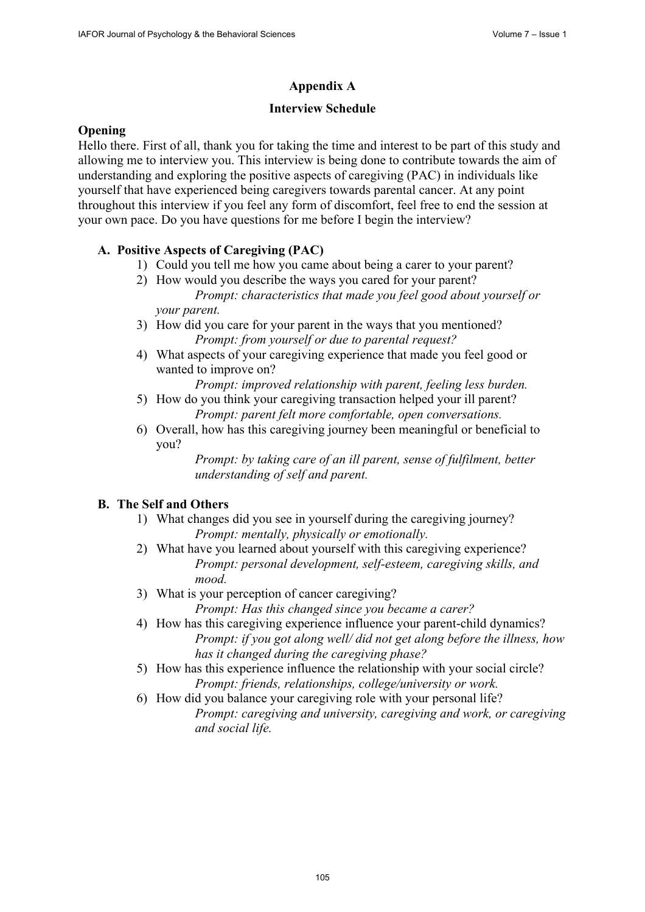## Appendix A

## Interview Schedule

### Opening

Hello there. First of all, thank you for taking the time and interest to be part of this study and allowing me to interview you. This interview is being done to contribute towards the aim of understanding and exploring the positive aspects of caregiving (PAC) in individuals like yourself that have experienced being caregivers towards parental cancer. At any point throughout this interview if you feel any form of discomfort, feel free to end the session at your own pace. Do you have questions for me before I begin the interview?

### A. Positive Aspects of Caregiving (PAC)

1) Could you tell me how you came about being a carer to your parent?
2) How would you describe the ways you cared for your parent?
   *Prompt: characteristics that made you feel good about yourself or your parent.*
3) How did you care for your parent in the ways that you mentioned?
   *Prompt: from yourself or due to parental request?*
4) What aspects of your caregiving experience that made you feel good or wanted to improve on?
   *Prompt: improved relationship with parent, feeling less burden.*
5) How do you think your caregiving transaction helped your ill parent?
   *Prompt: parent felt more comfortable, open conversations.*
6) Overall, how has this caregiving journey been meaningful or beneficial to you?
   *Prompt: by taking care of an ill parent, sense of fulfilment, better understanding of self and parent.*

### B. The Self and Others

1) What changes did you see in yourself during the caregiving journey?
   *Prompt: mentally, physically or emotionally.*
2) What have you learned about yourself with this caregiving experience?
   *Prompt: personal development, self-esteem, caregiving skills, and mood.*
3) What is your perception of cancer caregiving?
   *Prompt: Has this changed since you became a carer?*
4) How has this caregiving experience influence your parent-child dynamics?
   *Prompt: if you got along well/ did not get along before the illness, how has it changed during the caregiving phase?*
5) How has this experience influence the relationship with your social circle?
   *Prompt: friends, relationships, college/university or work.*
6) How did you balance your caregiving role with your personal life?
   *Prompt: caregiving and university, caregiving and work, or caregiving and social life.*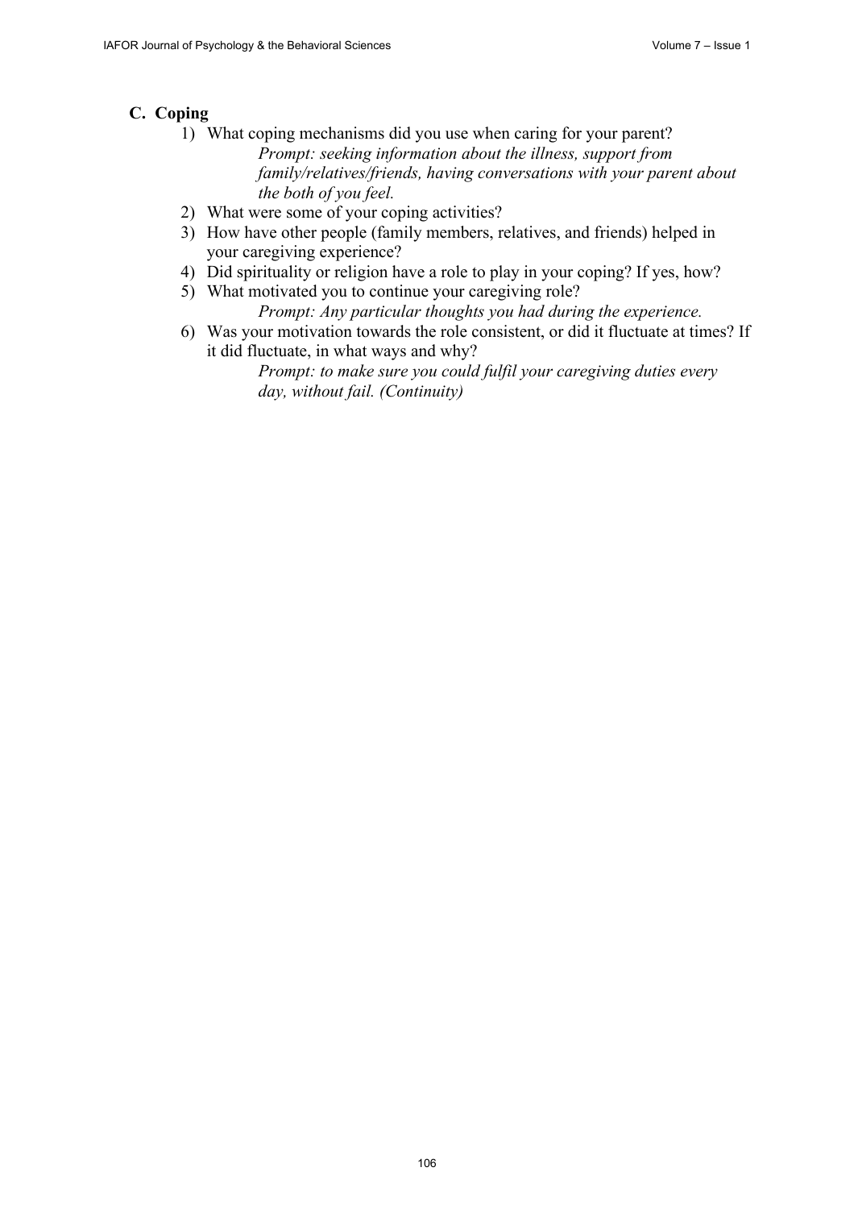### C. Coping

1) What coping mechanisms did you use when caring for your parent?

    *Prompt: seeking information about the illness, support from family/relatives/friends, having conversations with your parent about the both of you feel.*

2) What were some of your coping activities?
3) How have other people (family members, relatives, and friends) helped in your caregiving experience?
4) Did spirituality or religion have a role to play in your coping? If yes, how?
5) What motivated you to continue your caregiving role?

    *Prompt: Any particular thoughts you had during the experience.*

6) Was your motivation towards the role consistent, or did it fluctuate at times? If it did fluctuate, in what ways and why?

    *Prompt: to make sure you could fulfil your caregiving duties every day, without fail. (Continuity)*